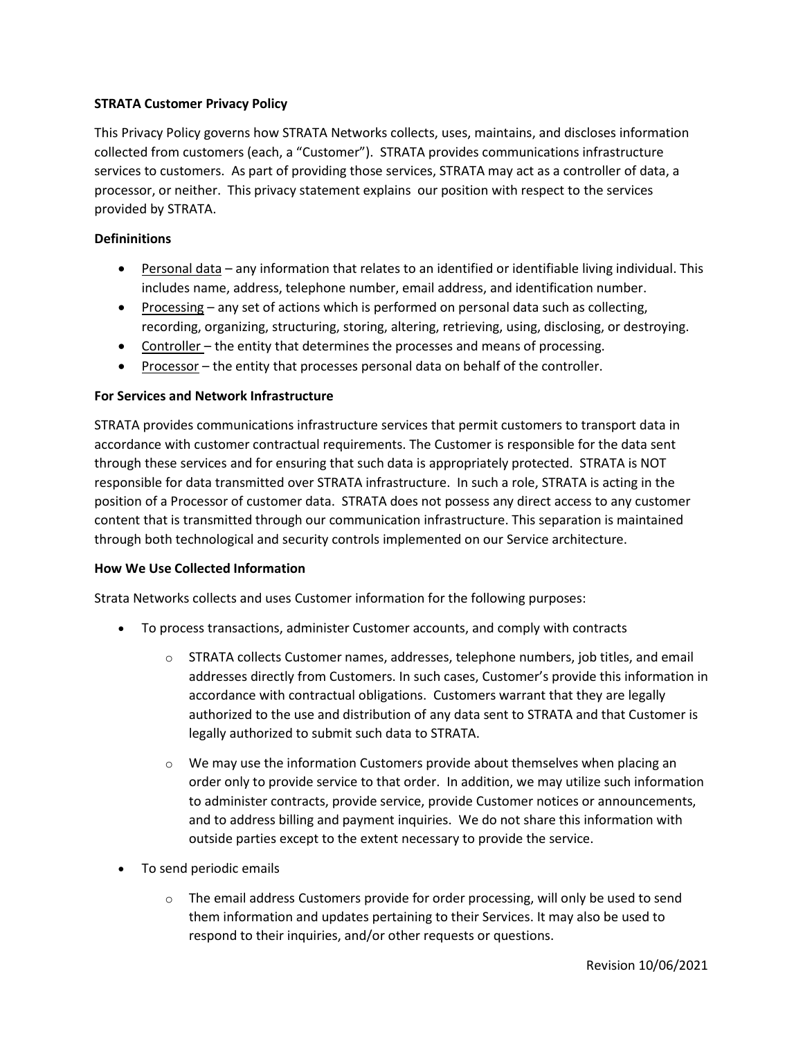**STRATA Customer Privacy Policy**

This Privacy Policy governs how STRATA Networks collects, uses, maintains, and discloses information collected from customers (each, a "Customer"). STRATA provides communications infrastructure services to customers. As part of providing those services, STRATA may act as a controller of data, a processor, or neither. This privacy statement explains our position with respect to the services provided by STRATA.

**Defininitions**

- Personal data – any information that relates to an identified or identifiable living individual. This includes name, address, telephone number, email address, and identification number.
- Processing – any set of actions which is performed on personal data such as collecting, recording, organizing, structuring, storing, altering, retrieving, using, disclosing, or destroying.
- Controller – the entity that determines the processes and means of processing.
- Processor – the entity that processes personal data on behalf of the controller.

**For Services and Network Infrastructure**

STRATA provides communications infrastructure services that permit customers to transport data in accordance with customer contractual requirements. The Customer is responsible for the data sent through these services and for ensuring that such data is appropriately protected. STRATA is NOT responsible for data transmitted over STRATA infrastructure. In such a role, STRATA is acting in the position of a Processor of customer data. STRATA does not possess any direct access to any customer content that is transmitted through our communication infrastructure. This separation is maintained through both technological and security controls implemented on our Service architecture.

**How We Use Collected Information**

Strata Networks collects and uses Customer information for the following purposes:

- To process transactions, administer Customer accounts, and comply with contracts
  - STRATA collects Customer names, addresses, telephone numbers, job titles, and email addresses directly from Customers. In such cases, Customer's provide this information in accordance with contractual obligations. Customers warrant that they are legally authorized to the use and distribution of any data sent to STRATA and that Customer is legally authorized to submit such data to STRATA.
  - We may use the information Customers provide about themselves when placing an order only to provide service to that order. In addition, we may utilize such information to administer contracts, provide service, provide Customer notices or announcements, and to address billing and payment inquiries. We do not share this information with outside parties except to the extent necessary to provide the service.
- To send periodic emails
  - The email address Customers provide for order processing, will only be used to send them information and updates pertaining to their Services. It may also be used to respond to their inquiries, and/or other requests or questions.

Revision 10/06/2021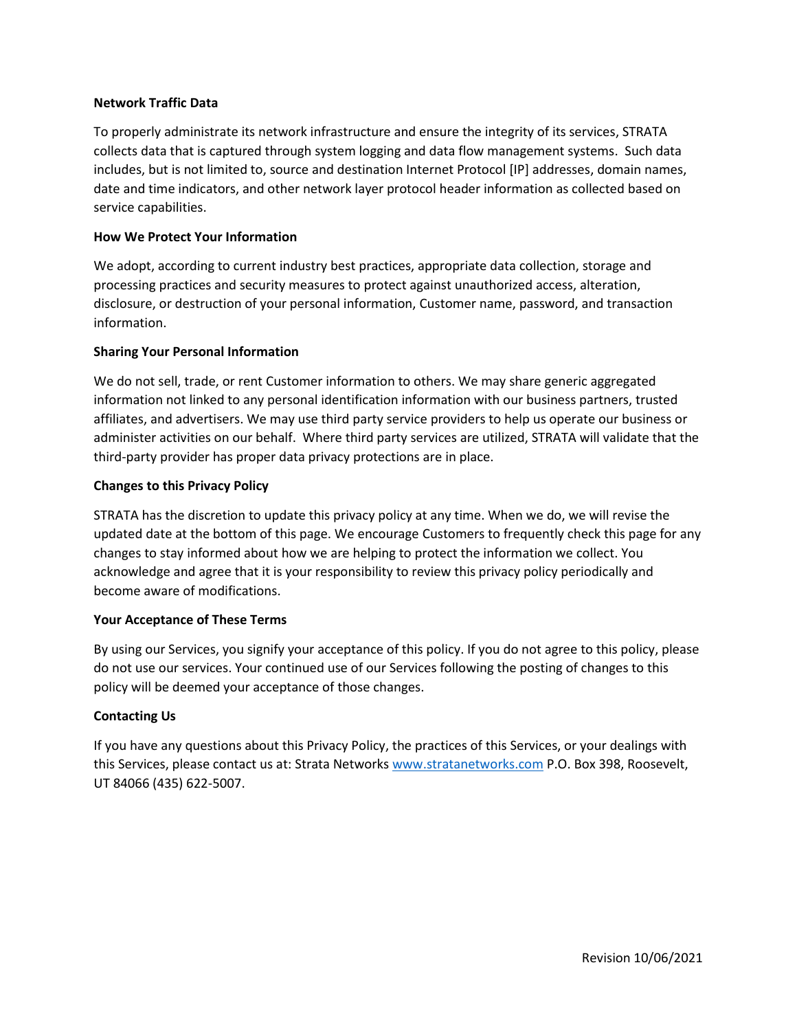**Network Traffic Data**

To properly administrate its network infrastructure and ensure the integrity of its services, STRATA collects data that is captured through system logging and data flow management systems. Such data includes, but is not limited to, source and destination Internet Protocol [IP] addresses, domain names, date and time indicators, and other network layer protocol header information as collected based on service capabilities.

**How We Protect Your Information**

We adopt, according to current industry best practices, appropriate data collection, storage and processing practices and security measures to protect against unauthorized access, alteration, disclosure, or destruction of your personal information, Customer name, password, and transaction information.

**Sharing Your Personal Information**

We do not sell, trade, or rent Customer information to others. We may share generic aggregated information not linked to any personal identification information with our business partners, trusted affiliates, and advertisers. We may use third party service providers to help us operate our business or administer activities on our behalf. Where third party services are utilized, STRATA will validate that the third-party provider has proper data privacy protections are in place.

**Changes to this Privacy Policy**

STRATA has the discretion to update this privacy policy at any time. When we do, we will revise the updated date at the bottom of this page. We encourage Customers to frequently check this page for any changes to stay informed about how we are helping to protect the information we collect. You acknowledge and agree that it is your responsibility to review this privacy policy periodically and become aware of modifications.

**Your Acceptance of These Terms**

By using our Services, you signify your acceptance of this policy. If you do not agree to this policy, please do not use our services. Your continued use of our Services following the posting of changes to this policy will be deemed your acceptance of those changes.

**Contacting Us**

If you have any questions about this Privacy Policy, the practices of this Services, or your dealings with this Services, please contact us at: Strata Networks www.stratanetworks.com P.O. Box 398, Roosevelt, UT 84066 (435) 622-5007.

Revision 10/06/2021